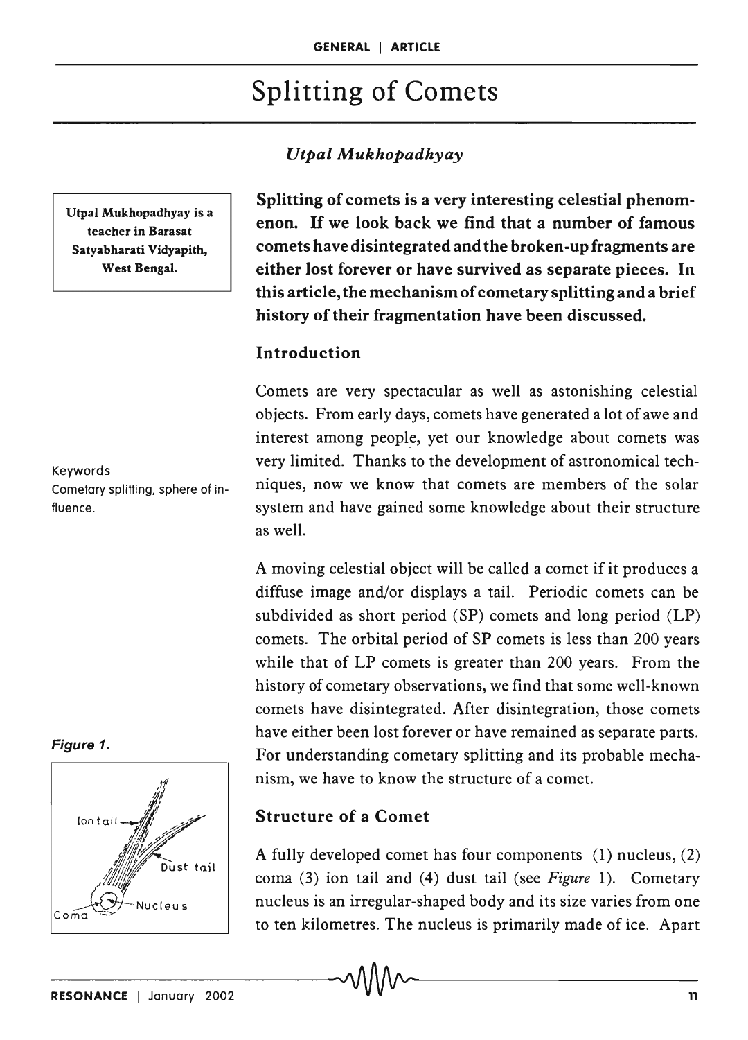# Splitting of Comets

*Utpal Mukhopadhyay*

Utpal Mukhopadhyay is a teacher in Barasat Satyabharati Vidyapith, West Bengal.

**Splitting of comets is a very interesting celestial phenomenon. If we look back we find that a number of famous comets have disintegrated and the broken-up fragments are either lost forever or have survived as separate pieces. In this article, the mechanism of cometary splitting and a brief history of their fragmentation have been discussed.**

Keywords

Cometary splitting, sphere of influence.

## Introduction

Comets are very spectacular as well as astonishing celestial objects. From early days, comets have generated a lot of awe and interest among people, yet our knowledge about comets was very limited. Thanks to the development of astronomical techniques, now we know that comets are members of the solar system and have gained some knowledge about their structure as well.

A moving celestial object will be called a comet if it produces a diffuse image and/or displays a tail. Periodic comets can be subdivided as short period (SP) comets and long period (LP) comets. The orbital period of SP comets is less than 200 years while that of LP comets is greater than 200 years. From the history of cometary observations, we find that some well-known comets have disintegrated. After disintegration, those comets have either been lost forever or have remained as separate parts. For understanding cometary splitting and its probable mechanism, we have to know the structure of a comet.

**Figure 1.**

## Structure of a Comet

A fully developed comet has four components (1) nucleus, (2) coma (3) ion tail and (4) dust tail (see *Figure* 1). Cometary nucleus is an irregular-shaped body and its size varies from one to ten kilometres. The nucleus is primarily made of ice. Apart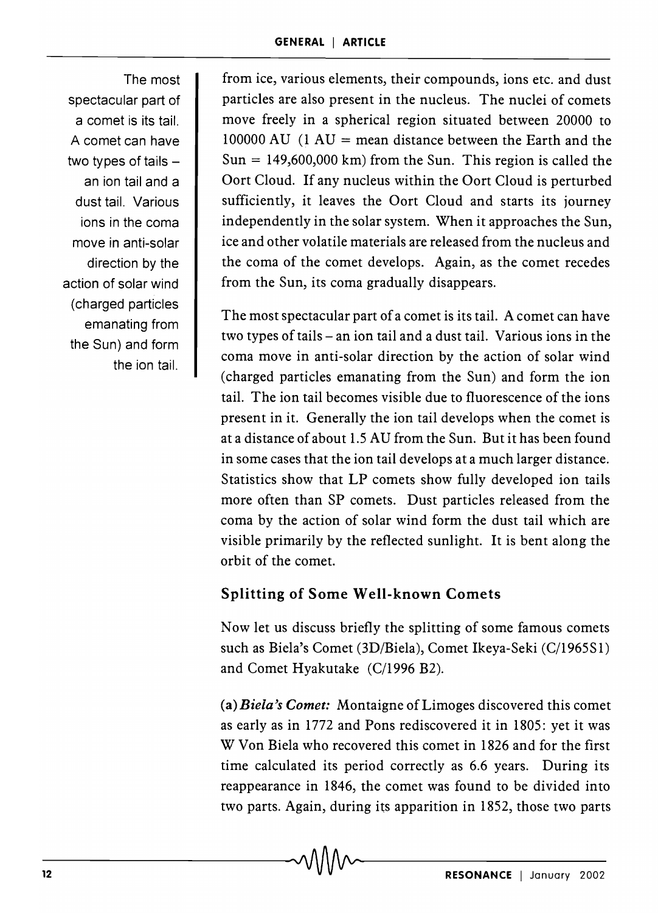The most spectacular part of a comet is its tail. A comet can have two types of tails – an ion tail and a dust tail. Various ions in the coma move in anti-solar direction by the action of solar wind (charged particles emanating from the Sun) and form the ion tail.

from ice, various elements, their compounds, ions etc. and dust particles are also present in the nucleus. The nuclei of comets move freely in a spherical region situated between 20000 to 100000 AU (1 AU = mean distance between the Earth and the Sun = 149,600,000 km) from the Sun. This region is called the Oort Cloud. If any nucleus within the Oort Cloud is perturbed sufficiently, it leaves the Oort Cloud and starts its journey independently in the solar system. When it approaches the Sun, ice and other volatile materials are released from the nucleus and the coma of the comet develops. Again, as the comet recedes from the Sun, its coma gradually disappears.

The most spectacular part of a comet is its tail. A comet can have two types of tails – an ion tail and a dust tail. Various ions in the coma move in anti-solar direction by the action of solar wind (charged particles emanating from the Sun) and form the ion tail. The ion tail becomes visible due to fluorescence of the ions present in it. Generally the ion tail develops when the comet is at a distance of about 1.5 AU from the Sun. But it has been found in some cases that the ion tail develops at a much larger distance. Statistics show that LP comets show fully developed ion tails more often than SP comets. Dust particles released from the coma by the action of solar wind form the dust tail which are visible primarily by the reflected sunlight. It is bent along the orbit of the comet.

## Splitting of Some Well-known Comets

Now let us discuss briefly the splitting of some famous comets such as Biela's Comet (3D/Biela), Comet Ikeya-Seki (C/1965S1) and Comet Hyakutake (C/1996 B2).

(a) ***Biela's Comet:*** Montaigne of Limoges discovered this comet as early as in 1772 and Pons rediscovered it in 1805: yet it was W Von Biela who recovered this comet in 1826 and for the first time calculated its period correctly as 6.6 years. During its reappearance in 1846, the comet was found to be divided into two parts. Again, during its apparition in 1852, those two parts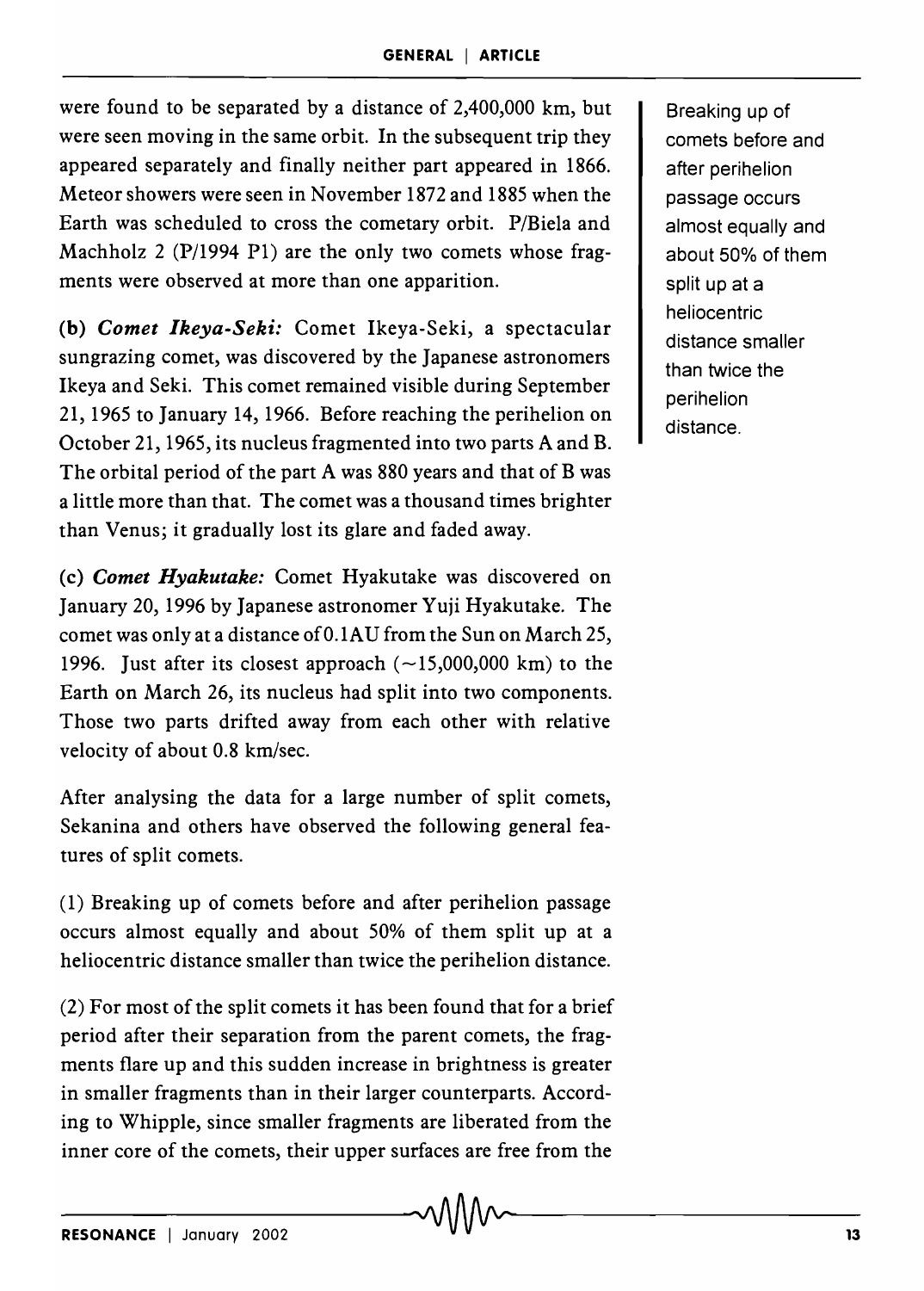were found to be separated by a distance of 2,400,000 km, but were seen moving in the same orbit. In the subsequent trip they appeared separately and finally neither part appeared in 1866. Meteor showers were seen in November 1872 and 1885 when the Earth was scheduled to cross the cometary orbit. P/Biela and Machholz 2 (P/1994 P1) are the only two comets whose fragments were observed at more than one apparition.

**(b) *Comet Ikeya-Seki:*** Comet Ikeya-Seki, a spectacular sungrazing comet, was discovered by the Japanese astronomers Ikeya and Seki. This comet remained visible during September 21, 1965 to January 14, 1966. Before reaching the perihelion on October 21, 1965, its nucleus fragmented into two parts A and B. The orbital period of the part A was 880 years and that of B was a little more than that. The comet was a thousand times brighter than Venus; it gradually lost its glare and faded away.

**(c) *Comet Hyakutake:*** Comet Hyakutake was discovered on January 20, 1996 by Japanese astronomer Yuji Hyakutake. The comet was only at a distance of 0.1AU from the Sun on March 25, 1996. Just after its closest approach ($\sim$15,000,000 km) to the Earth on March 26, its nucleus had split into two components. Those two parts drifted away from each other with relative velocity of about 0.8 km/sec.

After analysing the data for a large number of split comets, Sekanina and others have observed the following general features of split comets.

(1) Breaking up of comets before and after perihelion passage occurs almost equally and about 50% of them split up at a heliocentric distance smaller than twice the perihelion distance.

(2) For most of the split comets it has been found that for a brief period after their separation from the parent comets, the fragments flare up and this sudden increase in brightness is greater in smaller fragments than in their larger counterparts. According to Whipple, since smaller fragments are liberated from the inner core of the comets, their upper surfaces are free from the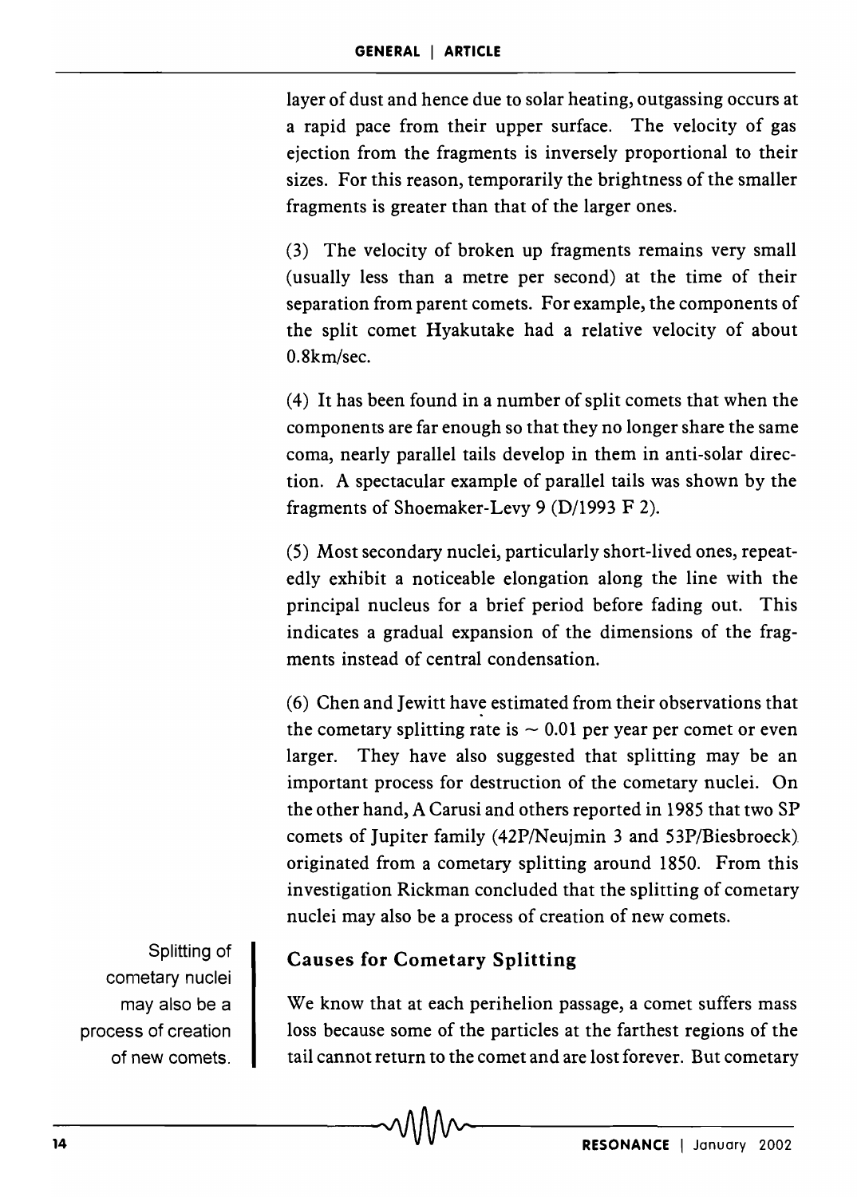layer of dust and hence due to solar heating, outgassing occurs at a rapid pace from their upper surface. The velocity of gas ejection from the fragments is inversely proportional to their sizes. For this reason, temporarily the brightness of the smaller fragments is greater than that of the larger ones.

(3) The velocity of broken up fragments remains very small (usually less than a metre per second) at the time of their separation from parent comets. For example, the components of the split comet Hyakutake had a relative velocity of about 0.8km/sec.

(4) It has been found in a number of split comets that when the components are far enough so that they no longer share the same coma, nearly parallel tails develop in them in anti-solar direction. A spectacular example of parallel tails was shown by the fragments of Shoemaker-Levy 9 (D/1993 F 2).

(5) Most secondary nuclei, particularly short-lived ones, repeatedly exhibit a noticeable elongation along the line with the principal nucleus for a brief period before fading out. This indicates a gradual expansion of the dimensions of the fragments instead of central condensation.

(6) Chen and Jewitt have estimated from their observations that the cometary splitting rate is $\sim 0.01$ per year per comet or even larger. They have also suggested that splitting may be an important process for destruction of the cometary nuclei. On the other hand, A Carusi and others reported in 1985 that two SP comets of Jupiter family (42P/Neujmin 3 and 53P/Biesbroeck) originated from a cometary splitting around 1850. From this investigation Rickman concluded that the splitting of cometary nuclei may also be a process of creation of new comets.

Splitting of cometary nuclei may also be a process of creation of new comets.

## Causes for Cometary Splitting

We know that at each perihelion passage, a comet suffers mass loss because some of the particles at the farthest regions of the tail cannot return to the comet and are lost forever. But cometary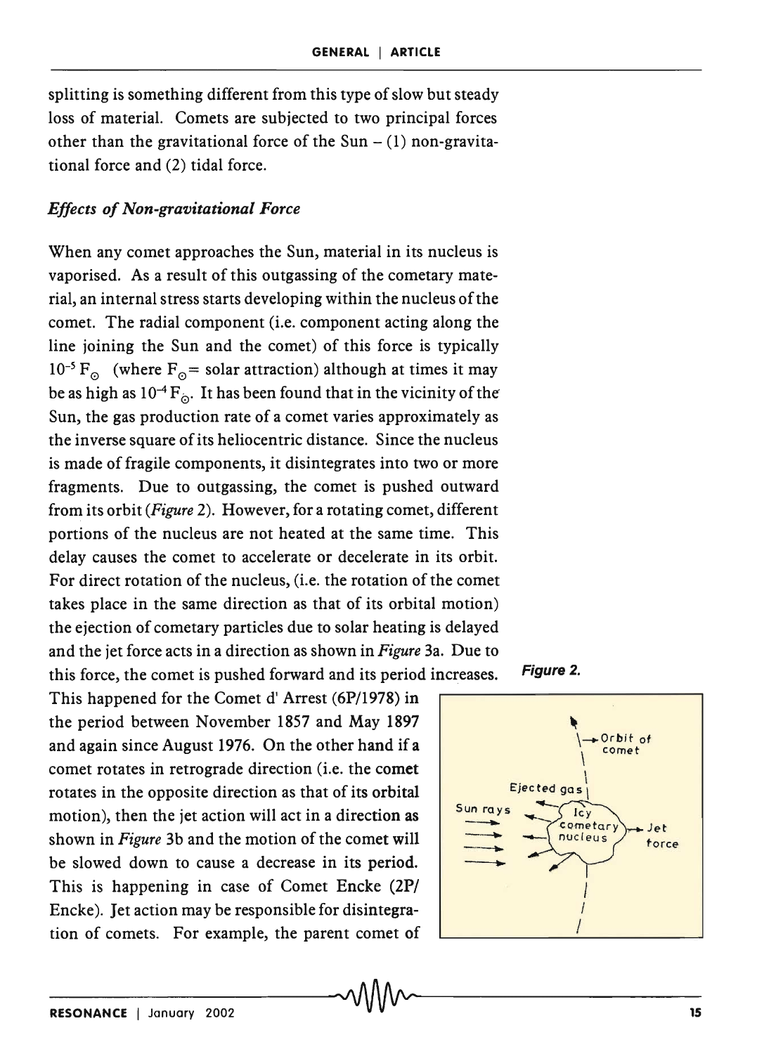splitting is something different from this type of slow but steady loss of material. Comets are subjected to two principal forces other than the gravitational force of the Sun – (1) non-gravitational force and (2) tidal force.

### *Effects of Non-gravitational Force*

When any comet approaches the Sun, material in its nucleus is vaporised. As a result of this outgassing of the cometary material, an internal stress starts developing within the nucleus of the comet. The radial component (i.e. component acting along the line joining the Sun and the comet) of this force is typically $10^{-5} F_{\odot}$ (where $F_{\odot}$ = solar attraction) although at times it may be as high as $10^{-4} F_{\odot}$. It has been found that in the vicinity of the Sun, the gas production rate of a comet varies approximately as the inverse square of its heliocentric distance. Since the nucleus is made of fragile components, it disintegrates into two or more fragments. Due to outgassing, the comet is pushed outward from its orbit (*Figure* 2). However, for a rotating comet, different portions of the nucleus are not heated at the same time. This delay causes the comet to accelerate or decelerate in its orbit. For direct rotation of the nucleus, (i.e. the rotation of the comet takes place in the same direction as that of its orbital motion) the ejection of cometary particles due to solar heating is delayed and the jet force acts in a direction as shown in *Figure* 3a. Due to this force, the comet is pushed forward and its period increases. This happened for the Comet d' Arrest (6P/1978) in the period between November 1857 and May 1897 and again since August 1976. On the other hand if a comet rotates in retrograde direction (i.e. the comet rotates in the opposite direction as that of its orbital motion), then the jet action will act in a direction as shown in *Figure* 3b and the motion of the comet will be slowed down to cause a decrease in its period. This is happening in case of Comet Encke (2P/Encke). Jet action may be responsible for disintegration of comets. For example, the parent comet of

**Figure 2.**

Orbit of comet

Ejected gas

Sun rays

Icy cometary nucleus

Jet force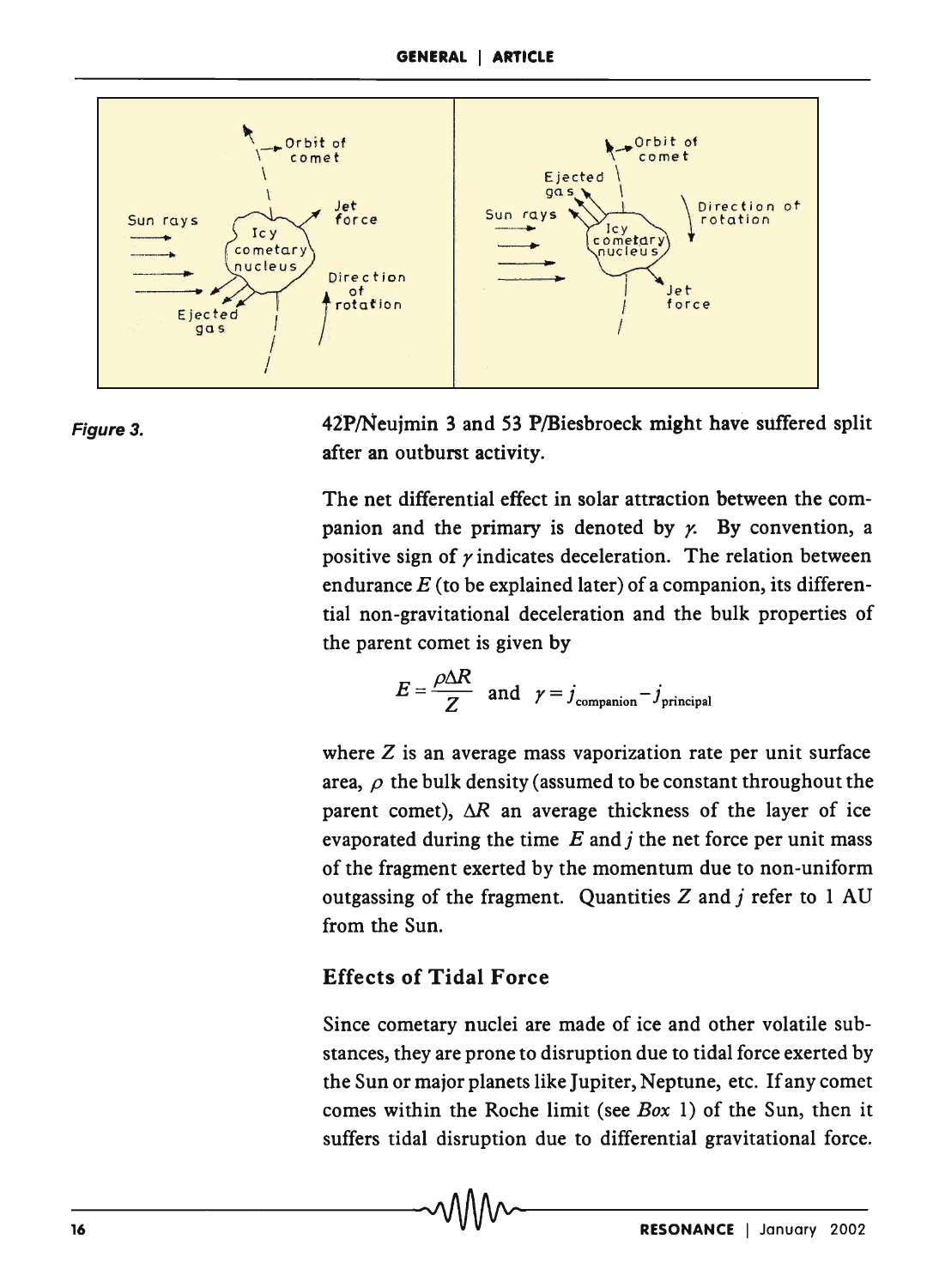Figure 3.

42P/Neujmin 3 and 53 P/Biesbroeck might have suffered split after an outburst activity.

The net differential effect in solar attraction between the companion and the primary is denoted by $\gamma$. By convention, a positive sign of $\gamma$ indicates deceleration. The relation between endurance $E$ (to be explained later) of a companion, its differential non-gravitational deceleration and the bulk properties of the parent comet is given by

$$E = \frac{\rho \Delta R}{Z} \quad \text{and} \quad \gamma = j_{\text{companion}} - j_{\text{principal}}$$

where $Z$ is an average mass vaporization rate per unit surface area, $\rho$ the bulk density (assumed to be constant throughout the parent comet), $\Delta R$ an average thickness of the layer of ice evaporated during the time $E$ and $j$ the net force per unit mass of the fragment exerted by the momentum due to non-uniform outgassing of the fragment. Quantities $Z$ and $j$ refer to 1 AU from the Sun.

## Effects of Tidal Force

Since cometary nuclei are made of ice and other volatile substances, they are prone to disruption due to tidal force exerted by the Sun or major planets like Jupiter, Neptune, etc. If any comet comes within the Roche limit (see *Box* 1) of the Sun, then it suffers tidal disruption due to differential gravitational force.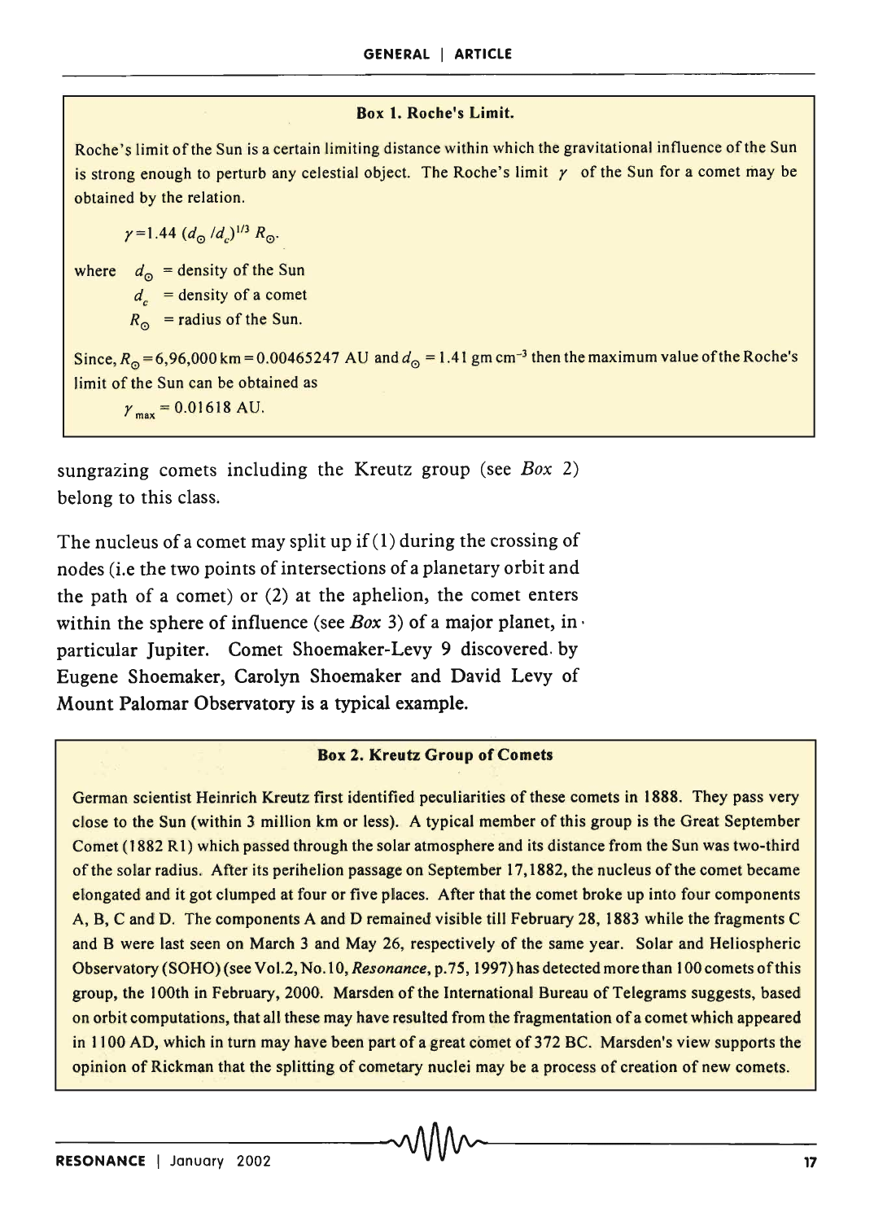**Box 1. Roche's Limit.**

Roche's limit of the Sun is a certain limiting distance within which the gravitational influence of the Sun is strong enough to perturb any celestial object. The Roche's limit $\gamma$ of the Sun for a comet may be obtained by the relation.

$$\gamma = 1.44\,(d_\odot / d_c)^{1/3}\, R_\odot.$$

where $d_\odot$ = density of the Sun
$d_c$ = density of a comet
$R_\odot$ = radius of the Sun.

Since, $R_\odot$ = 6,96,000 km = 0.00465247 AU and $d_\odot$ = 1.41 gm cm$^{-3}$ then the maximum value of the Roche's limit of the Sun can be obtained as

$$\gamma_{max} = 0.01618 \text{ AU}.$$

sungrazing comets including the Kreutz group (see *Box* 2) belong to this class.

The nucleus of a comet may split up if (1) during the crossing of nodes (i.e the two points of intersections of a planetary orbit and the path of a comet) or (2) at the aphelion, the comet enters within the sphere of influence (see *Box* 3) of a major planet, in particular Jupiter. Comet Shoemaker-Levy 9 discovered by Eugene Shoemaker, Carolyn Shoemaker and David Levy of Mount Palomar Observatory is a typical example.

**Box 2. Kreutz Group of Comets**

German scientist Heinrich Kreutz first identified peculiarities of these comets in 1888. They pass very close to the Sun (within 3 million km or less). A typical member of this group is the Great September Comet (1882 R1) which passed through the solar atmosphere and its distance from the Sun was two-third of the solar radius. After its perihelion passage on September 17,1882, the nucleus of the comet became elongated and it got clumped at four or five places. After that the comet broke up into four components A, B, C and D. The components A and D remained visible till February 28, 1883 while the fragments C and B were last seen on March 3 and May 26, respectively of the same year. Solar and Heliospheric Observatory (SOHO) (see Vol.2, No.10, *Resonance*, p.75, 1997) has detected more than 100 comets of this group, the 100th in February, 2000. Marsden of the International Bureau of Telegrams suggests, based on orbit computations, that all these may have resulted from the fragmentation of a comet which appeared in 1100 AD, which in turn may have been part of a great comet of 372 BC. Marsden's view supports the opinion of Rickman that the splitting of cometary nuclei may be a process of creation of new comets.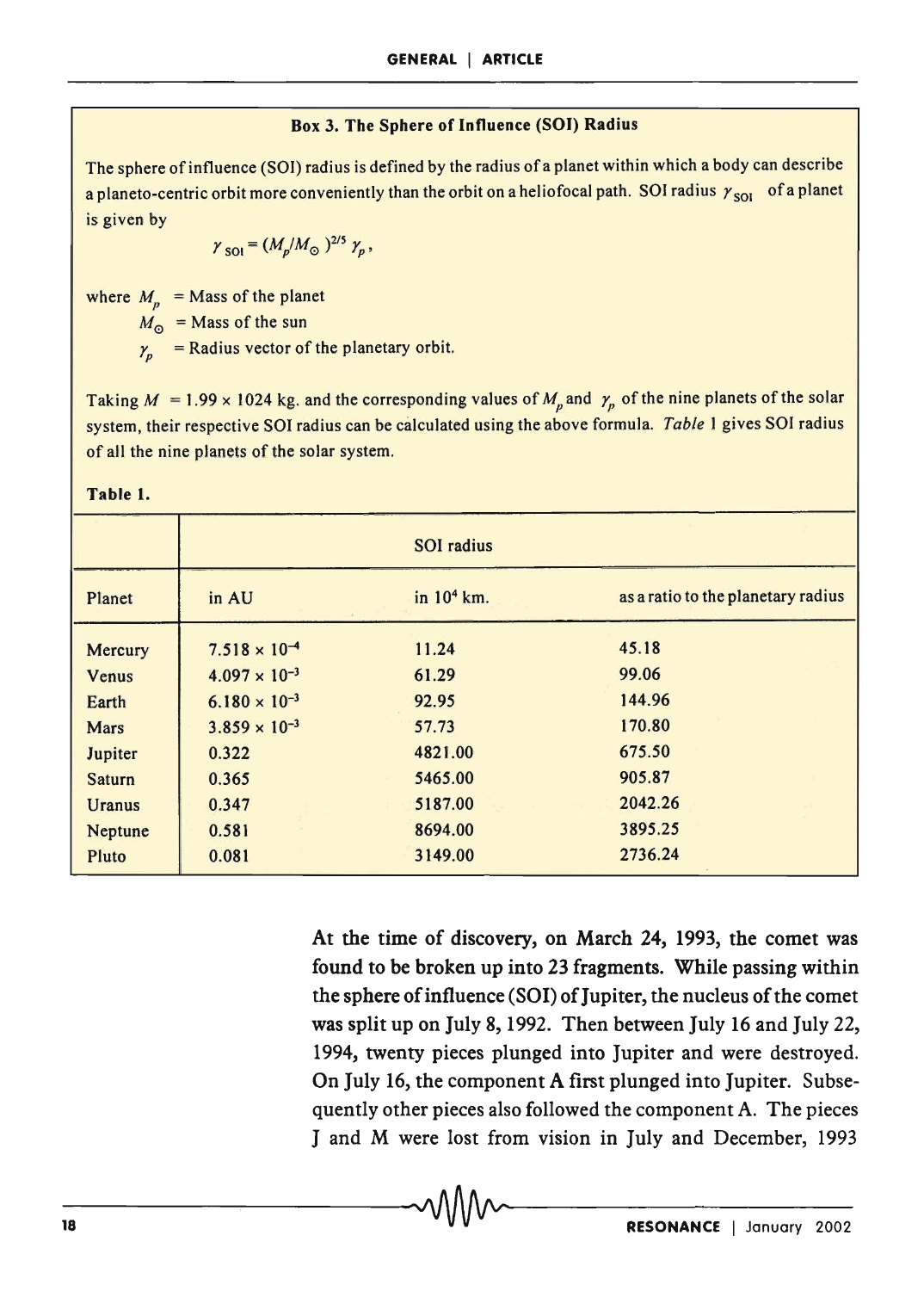### Box 3. The Sphere of Influence (SOI) Radius

The sphere of influence (SOI) radius is defined by the radius of a planet within which a body can describe a planeto-centric orbit more conveniently than the orbit on a heliofocal path. SOI radius $\gamma_{SOI}$ of a planet is given by

$$\gamma_{SOI} = (M_p/M_{\odot})^{2/5} \gamma_p,$$

where $M_p$ = Mass of the planet

$M_{\odot}$ = Mass of the sun

$\gamma_p$ = Radius vector of the planetary orbit.

Taking $M = 1.99 \times 1024$ kg. and the corresponding values of $M_p$ and $\gamma_p$ of the nine planets of the solar system, their respective SOI radius can be calculated using the above formula. *Table* 1 gives SOI radius of all the nine planets of the solar system.

**Table 1.**

| | SOI radius | | |
|---|---|---|---|
| Planet | in AU | in $10^4$ km. | as a ratio to the planetary radius |
| Mercury | $7.518 \times 10^{-4}$ | 11.24 | 45.18 |
| Venus | $4.097 \times 10^{-3}$ | 61.29 | 99.06 |
| Earth | $6.180 \times 10^{-3}$ | 92.95 | 144.96 |
| Mars | $3.859 \times 10^{-3}$ | 57.73 | 170.80 |
| Jupiter | 0.322 | 4821.00 | 675.50 |
| Saturn | 0.365 | 5465.00 | 905.87 |
| Uranus | 0.347 | 5187.00 | 2042.26 |
| Neptune | 0.581 | 8694.00 | 3895.25 |
| Pluto | 0.081 | 3149.00 | 2736.24 |

At the time of discovery, on March 24, 1993, the comet was found to be broken up into 23 fragments. While passing within the sphere of influence (SOI) of Jupiter, the nucleus of the comet was split up on July 8, 1992. Then between July 16 and July 22, 1994, twenty pieces plunged into Jupiter and were destroyed. On July 16, the component A first plunged into Jupiter. Subsequently other pieces also followed the component A. The pieces J and M were lost from vision in July and December, 1993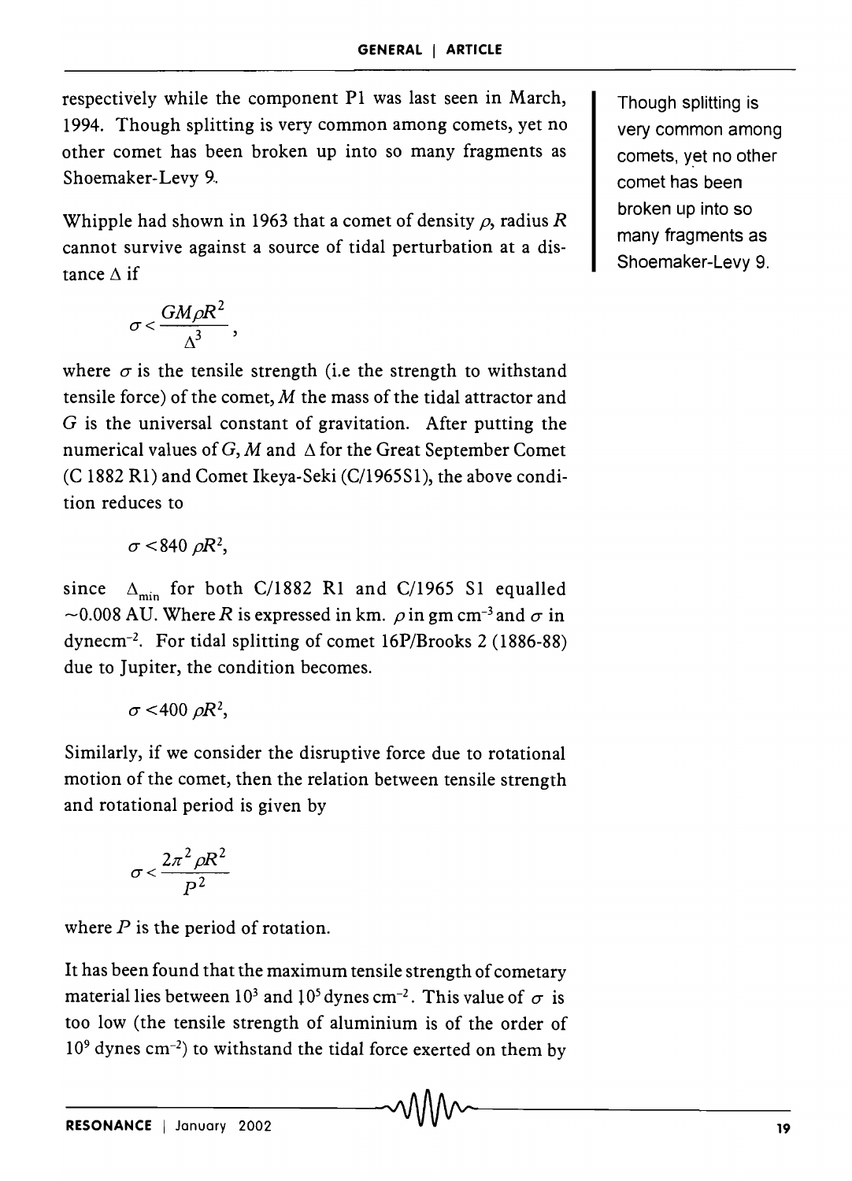respectively while the component P1 was last seen in March, 1994. Though splitting is very common among comets, yet no other comet has been broken up into so many fragments as Shoemaker-Levy 9.

Though splitting is very common among comets, yet no other comet has been broken up into so many fragments as Shoemaker-Levy 9.

Whipple had shown in 1963 that a comet of density $\rho$, radius $R$ cannot survive against a source of tidal perturbation at a distance $\Delta$ if

$$\sigma < \frac{GM\rho R^2}{\Delta^3},$$

where $\sigma$ is the tensile strength (i.e the strength to withstand tensile force) of the comet, $M$ the mass of the tidal attractor and $G$ is the universal constant of gravitation. After putting the numerical values of $G$, $M$ and $\Delta$ for the Great September Comet (C 1882 R1) and Comet Ikeya-Seki (C/1965S1), the above condition reduces to

$$\sigma < 840\ \rho R^2,$$

since $\Delta_{min}$ for both C/1882 R1 and C/1965 S1 equalled ~0.008 AU. Where $R$ is expressed in km. $\rho$ in gm cm$^{-3}$ and $\sigma$ in dynecm$^{-2}$. For tidal splitting of comet 16P/Brooks 2 (1886-88) due to Jupiter, the condition becomes.

$$\sigma < 400\ \rho R^2,$$

Similarly, if we consider the disruptive force due to rotational motion of the comet, then the relation between tensile strength and rotational period is given by

$$\sigma < \frac{2\pi^2 \rho R^2}{P^2}$$

where $P$ is the period of rotation.

It has been found that the maximum tensile strength of cometary material lies between $10^3$ and $10^5$ dynes cm$^{-2}$. This value of $\sigma$ is too low (the tensile strength of aluminium is of the order of $10^9$ dynes cm$^{-2}$) to withstand the tidal force exerted on them by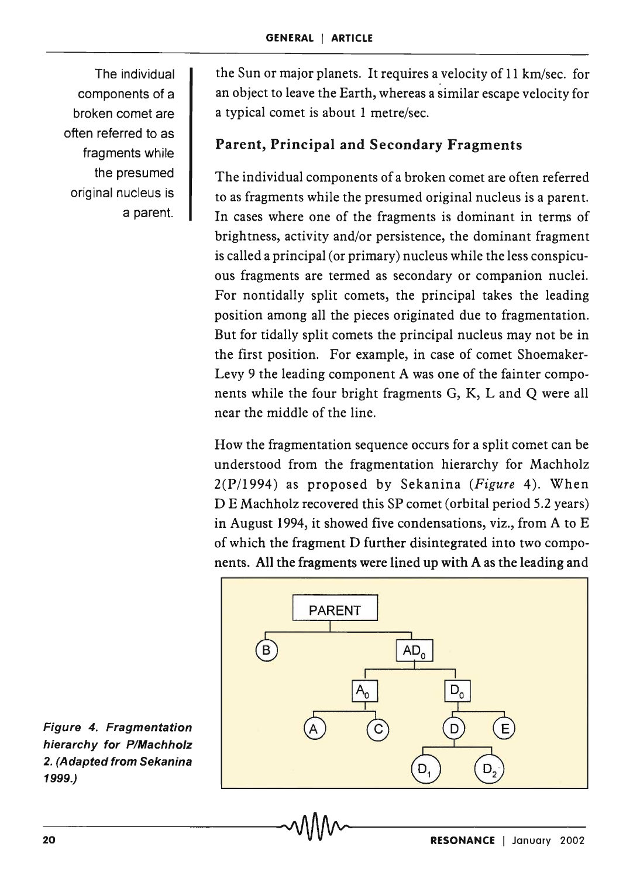the Sun or major planets. It requires a velocity of 11 km/sec. for an object to leave the Earth, whereas a similar escape velocity for a typical comet is about 1 metre/sec.

The individual components of a broken comet are often referred to as fragments while the presumed original nucleus is a parent.

## Parent, Principal and Secondary Fragments

The individual components of a broken comet are often referred to as fragments while the presumed original nucleus is a parent. In cases where one of the fragments is dominant in terms of brightness, activity and/or persistence, the dominant fragment is called a principal (or primary) nucleus while the less conspicuous fragments are termed as secondary or companion nuclei. For nontidally split comets, the principal takes the leading position among all the pieces originated due to fragmentation. But for tidally split comets the principal nucleus may not be in the first position. For example, in case of comet Shoemaker-Levy 9 the leading component A was one of the fainter components while the four bright fragments G, K, L and Q were all near the middle of the line.

How the fragmentation sequence occurs for a split comet can be understood from the fragmentation hierarchy for Machholz 2(P/1994) as proposed by Sekanina (*Figure* 4). When D E Machholz recovered this SP comet (orbital period 5.2 years) in August 1994, it showed five condensations, viz., from A to E of which the fragment D further disintegrated into two components. All the fragments were lined up with A as the leading and

PARENT → B, $AD_0$; $AD_0$ → $A_0$, $D_0$; $A_0$ → A, C; $D_0$ → D, E; D → $D_1$, $D_2$

***Figure 4. Fragmentation hierarchy for P/Machholz 2. (Adapted from Sekanina 1999.)***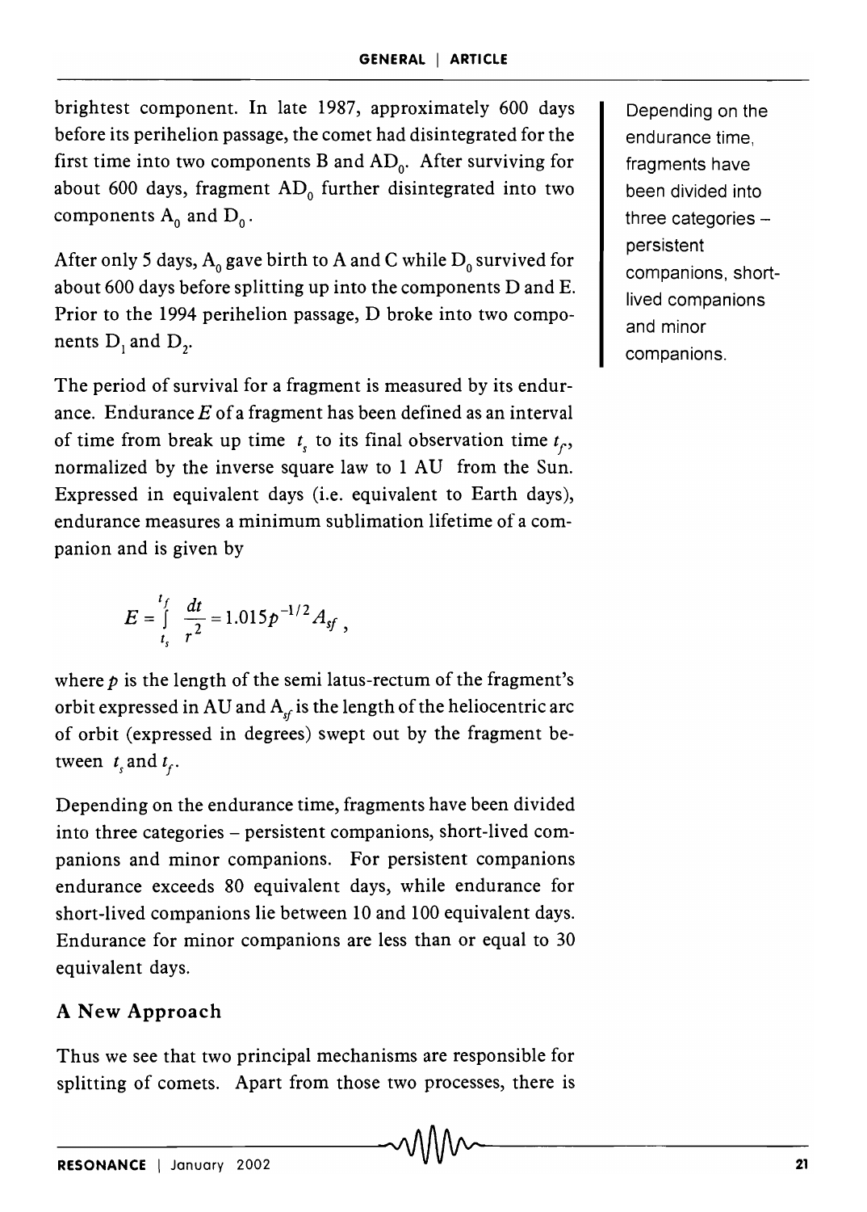brightest component. In late 1987, approximately 600 days before its perihelion passage, the comet had disintegrated for the first time into two components B and $AD_0$. After surviving for about 600 days, fragment $AD_0$ further disintegrated into two components $A_0$ and $D_0$.

After only 5 days, $A_0$ gave birth to A and C while $D_0$ survived for about 600 days before splitting up into the components D and E. Prior to the 1994 perihelion passage, D broke into two components $D_1$ and $D_2$.

The period of survival for a fragment is measured by its endurance. Endurance $E$ of a fragment has been defined as an interval of time from break up time $t_s$ to its final observation time $t_f$, normalized by the inverse square law to 1 AU from the Sun. Expressed in equivalent days (i.e. equivalent to Earth days), endurance measures a minimum sublimation lifetime of a companion and is given by

$$E = \int_{t_s}^{t_f} \frac{dt}{r^2} = 1.015 p^{-1/2} A_{sf},$$

where $p$ is the length of the semi latus-rectum of the fragment's orbit expressed in AU and $A_{sf}$ is the length of the heliocentric arc of orbit (expressed in degrees) swept out by the fragment between $t_s$ and $t_f$.

Depending on the endurance time, fragments have been divided into three categories – persistent companions, short-lived companions and minor companions. For persistent companions endurance exceeds 80 equivalent days, while endurance for short-lived companions lie between 10 and 100 equivalent days. Endurance for minor companions are less than or equal to 30 equivalent days.

Depending on the endurance time, fragments have been divided into three categories – persistent companions, short-lived companions and minor companions.

## A New Approach

Thus we see that two principal mechanisms are responsible for splitting of comets. Apart from those two processes, there is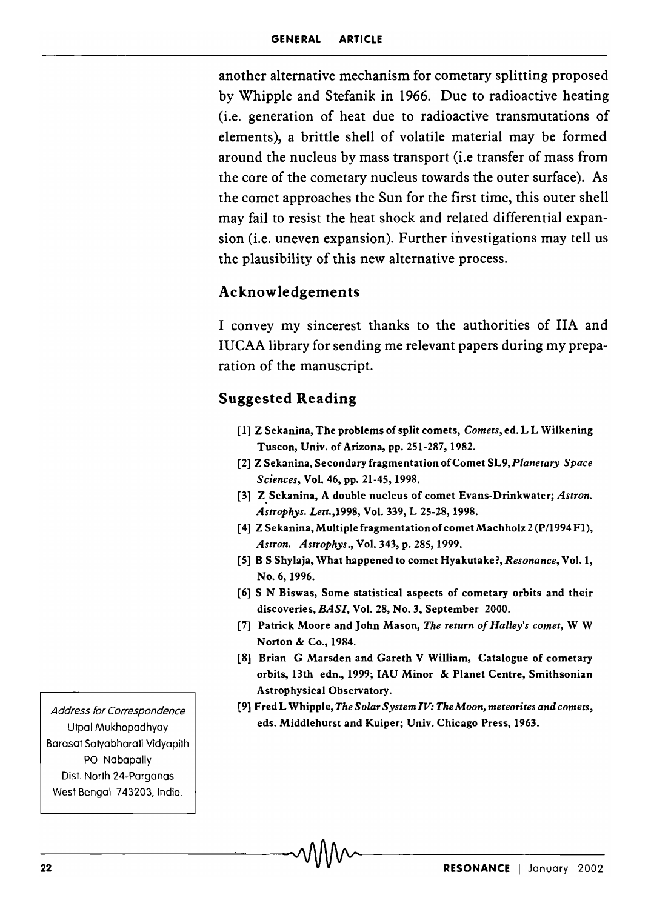another alternative mechanism for cometary splitting proposed by Whipple and Stefanik in 1966. Due to radioactive heating (i.e. generation of heat due to radioactive transmutations of elements), a brittle shell of volatile material may be formed around the nucleus by mass transport (i.e transfer of mass from the core of the cometary nucleus towards the outer surface). As the comet approaches the Sun for the first time, this outer shell may fail to resist the heat shock and related differential expansion (i.e. uneven expansion). Further investigations may tell us the plausibility of this new alternative process.

## Acknowledgements

I convey my sincerest thanks to the authorities of IIA and IUCAA library for sending me relevant papers during my preparation of the manuscript.

## Suggested Reading

[1] Z Sekanina, The problems of split comets, *Comets*, ed. L L Wilkening Tuscon, Univ. of Arizona, pp. 251-287, 1982.

[2] Z Sekanina, Secondary fragmentation of Comet SL9, *Planetary Space Sciences*, Vol. 46, pp. 21-45, 1998.

[3] Z Sekanina, A double nucleus of comet Evans-Drinkwater; *Astron. Astrophys. Lett.*,1998, Vol. 339, L 25-28, 1998.

[4] Z Sekanina, Multiple fragmentation of comet Machholz 2 (P/1994 F1), *Astron. Astrophys.*, Vol. 343, p. 285, 1999.

[5] B S Shylaja, What happened to comet Hyakutake?, *Resonance*, Vol. 1, No. 6, 1996.

[6] S N Biswas, Some statistical aspects of cometary orbits and their discoveries, *BASI*, Vol. 28, No. 3, September 2000.

[7] Patrick Moore and John Mason, *The return of Halley's comet*, W W Norton & Co., 1984.

[8] Brian G Marsden and Gareth V William, Catalogue of cometary orbits, 13th edn., 1999; IAU Minor & Planet Centre, Smithsonian Astrophysical Observatory.

[9] Fred L Whipple, *The Solar System IV: The Moon, meteorites and comets*, eds. Middlehurst and Kuiper; Univ. Chicago Press, 1963.

*Address for Correspondence*
Utpal Mukhopadhyay
Barasat Satyabharati Vidyapith
PO Nabapally
Dist. North 24-Parganas
West Bengal 743203, India.